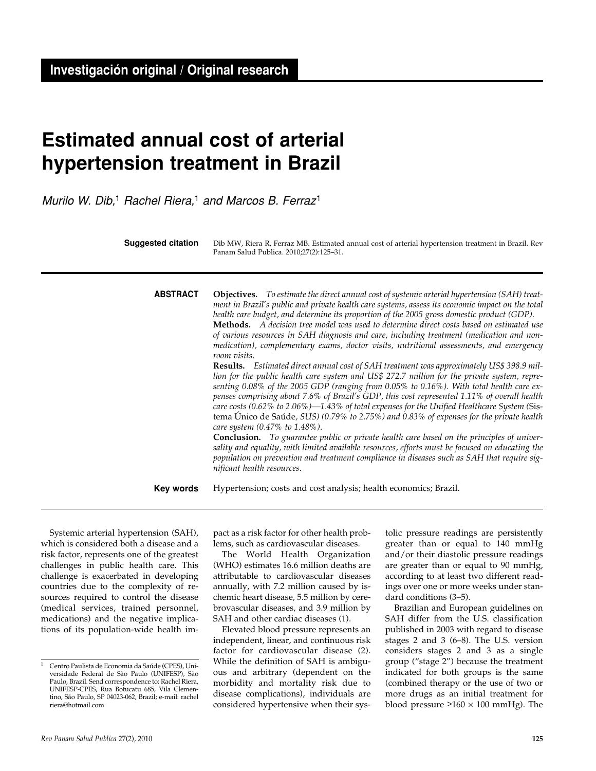**Investigación original / Original research**

# Estimated annual cost of arterial hypertension treatment in Brazil

*Murilo W. Dib,*[1] *Rachel Riera,*[1] *and Marcos B. Ferraz*[1]

**Suggested citation** Dib MW, Riera R, Ferraz MB. Estimated annual cost of arterial hypertension treatment in Brazil. Rev Panam Salud Publica. 2010;27(2):125–31.

**ABSTRACT**

**Objectives.** *To estimate the direct annual cost of systemic arterial hypertension (SAH) treatment in Brazil's public and private health care systems, assess its economic impact on the total health care budget, and determine its proportion of the 2005 gross domestic product (GDP).*

**Methods.** *A decision tree model was used to determine direct costs based on estimated use of various resources in SAH diagnosis and care, including treatment (medication and non-medication), complementary exams, doctor visits, nutritional assessments, and emergency room visits.*

**Results.** *Estimated direct annual cost of SAH treatment was approximately US$ 398.9 million for the public health care system and US$ 272.7 million for the private system, representing 0.08% of the 2005 GDP (ranging from 0.05% to 0.16%). With total health care expenses comprising about 7.6% of Brazil's GDP, this cost represented 1.11% of overall health care costs (0.62% to 2.06%)—1.43% of total expenses for the Unified Healthcare System (*Sistema Único de Saúde*, SUS) (0.79% to 2.75%) and 0.83% of expenses for the private health care system (0.47% to 1.48%).*

**Conclusion.** *To guarantee public or private health care based on the principles of universality and equality, with limited available resources, efforts must be focused on educating the population on prevention and treatment compliance in diseases such as SAH that require significant health resources.*

**Key words** Hypertension; costs and cost analysis; health economics; Brazil.

---

Systemic arterial hypertension (SAH), which is considered both a disease and a risk factor, represents one of the greatest challenges in public health care. This challenge is exacerbated in developing countries due to the complexity of resources required to control the disease (medical services, trained personnel, medications) and the negative implications of its population-wide health impact as a risk factor for other health problems, such as cardiovascular diseases.

The World Health Organization (WHO) estimates 16.6 million deaths are attributable to cardiovascular diseases annually, with 7.2 million caused by ischemic heart disease, 5.5 million by cerebrovascular diseases, and 3.9 million by SAH and other cardiac diseases (1).

Elevated blood pressure represents an independent, linear, and continuous risk factor for cardiovascular disease (2). While the definition of SAH is ambiguous and arbitrary (dependent on the morbidity and mortality risk due to disease complications), individuals are considered hypertensive when their systolic pressure readings are persistently greater than or equal to 140 mmHg and/or their diastolic pressure readings are greater than or equal to 90 mmHg, according to at least two different readings over one or more weeks under standard conditions (3–5).

Brazilian and European guidelines on SAH differ from the U.S. classification published in 2003 with regard to disease stages 2 and 3 (6–8). The U.S. version considers stages 2 and 3 as a single group ("stage 2") because the treatment indicated for both groups is the same (combined therapy or the use of two or more drugs as an initial treatment for blood pressure ≥160 × 100 mmHg). The

[1] Centro Paulista de Economia da Saúde (CPES), Universidade Federal de São Paulo (UNIFESP), São Paulo, Brazil. Send correspondence to: Rachel Riera, UNIFESP-CPES, Rua Botucatu 685, Vila Clementino, São Paulo, SP 04023-062, Brazil; e-mail: rachel riera@hotmail.com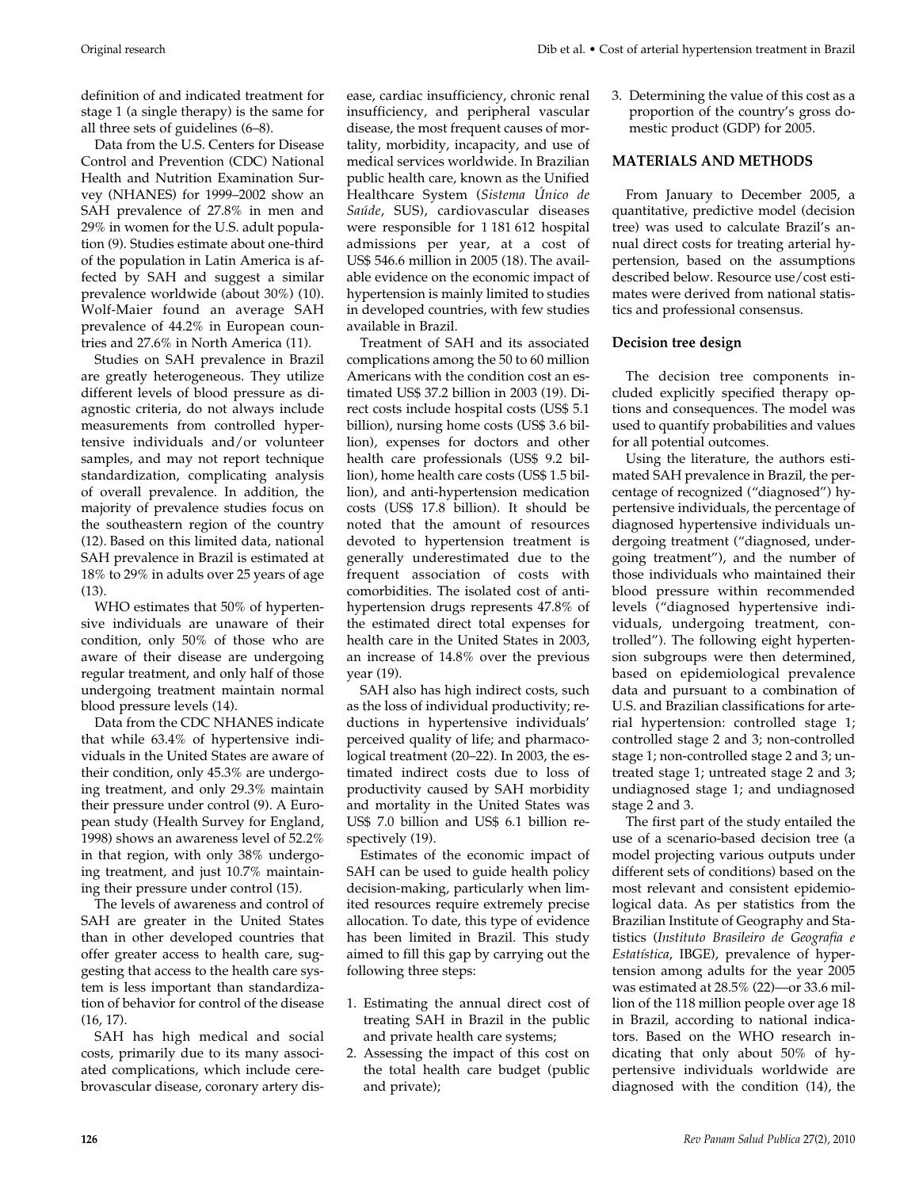definition of and indicated treatment for stage 1 (a single therapy) is the same for all three sets of guidelines (6–8).

Data from the U.S. Centers for Disease Control and Prevention (CDC) National Health and Nutrition Examination Survey (NHANES) for 1999–2002 show an SAH prevalence of 27.8% in men and 29% in women for the U.S. adult population (9). Studies estimate about one-third of the population in Latin America is affected by SAH and suggest a similar prevalence worldwide (about 30%) (10). Wolf-Maier found an average SAH prevalence of 44.2% in European countries and 27.6% in North America (11).

Studies on SAH prevalence in Brazil are greatly heterogeneous. They utilize different levels of blood pressure as diagnostic criteria, do not always include measurements from controlled hypertensive individuals and/or volunteer samples, and may not report technique standardization, complicating analysis of overall prevalence. In addition, the majority of prevalence studies focus on the southeastern region of the country (12). Based on this limited data, national SAH prevalence in Brazil is estimated at 18% to 29% in adults over 25 years of age (13).

WHO estimates that 50% of hypertensive individuals are unaware of their condition, only 50% of those who are aware of their disease are undergoing regular treatment, and only half of those undergoing treatment maintain normal blood pressure levels (14).

Data from the CDC NHANES indicate that while 63.4% of hypertensive individuals in the United States are aware of their condition, only 45.3% are undergoing treatment, and only 29.3% maintain their pressure under control (9). A European study (Health Survey for England, 1998) shows an awareness level of 52.2% in that region, with only 38% undergoing treatment, and just 10.7% maintaining their pressure under control (15).

The levels of awareness and control of SAH are greater in the United States than in other developed countries that offer greater access to health care, suggesting that access to the health care system is less important than standardization of behavior for control of the disease (16, 17).

SAH has high medical and social costs, primarily due to its many associated complications, which include cerebrovascular disease, coronary artery disease, cardiac insufficiency, chronic renal insufficiency, and peripheral vascular disease, the most frequent causes of mortality, morbidity, incapacity, and use of medical services worldwide. In Brazilian public health care, known as the Unified Healthcare System (*Sistema Único de Saúde*, SUS), cardiovascular diseases were responsible for 1 181 612 hospital admissions per year, at a cost of US$ 546.6 million in 2005 (18). The available evidence on the economic impact of hypertension is mainly limited to studies in developed countries, with few studies available in Brazil.

Treatment of SAH and its associated complications among the 50 to 60 million Americans with the condition cost an estimated US$ 37.2 billion in 2003 (19). Direct costs include hospital costs (US$ 5.1 billion), nursing home costs (US$ 3.6 billion), expenses for doctors and other health care professionals (US$ 9.2 billion), home health care costs (US$ 1.5 billion), and anti-hypertension medication costs (US$ 17.8 billion). It should be noted that the amount of resources devoted to hypertension treatment is generally underestimated due to the frequent association of costs with comorbidities. The isolated cost of anti-hypertension drugs represents 47.8% of the estimated direct total expenses for health care in the United States in 2003, an increase of 14.8% over the previous year (19).

SAH also has high indirect costs, such as the loss of individual productivity; reductions in hypertensive individuals' perceived quality of life; and pharmacological treatment (20–22). In 2003, the estimated indirect costs due to loss of productivity caused by SAH morbidity and mortality in the United States was US$ 7.0 billion and US$ 6.1 billion respectively (19).

Estimates of the economic impact of SAH can be used to guide health policy decision-making, particularly when limited resources require extremely precise allocation. To date, this type of evidence has been limited in Brazil. This study aimed to fill this gap by carrying out the following three steps:

1. Estimating the annual direct cost of treating SAH in Brazil in the public and private health care systems;
2. Assessing the impact of this cost on the total health care budget (public and private);
3. Determining the value of this cost as a proportion of the country's gross domestic product (GDP) for 2005.

## MATERIALS AND METHODS

From January to December 2005, a quantitative, predictive model (decision tree) was used to calculate Brazil's annual direct costs for treating arterial hypertension, based on the assumptions described below. Resource use/cost estimates were derived from national statistics and professional consensus.

### Decision tree design

The decision tree components included explicitly specified therapy options and consequences. The model was used to quantify probabilities and values for all potential outcomes.

Using the literature, the authors estimated SAH prevalence in Brazil, the percentage of recognized ("diagnosed") hypertensive individuals, the percentage of diagnosed hypertensive individuals undergoing treatment ("diagnosed, undergoing treatment"), and the number of those individuals who maintained their blood pressure within recommended levels ("diagnosed hypertensive individuals, undergoing treatment, controlled"). The following eight hypertension subgroups were then determined, based on epidemiological prevalence data and pursuant to a combination of U.S. and Brazilian classifications for arterial hypertension: controlled stage 1; controlled stage 2 and 3; non-controlled stage 1; non-controlled stage 2 and 3; untreated stage 1; untreated stage 2 and 3; undiagnosed stage 1; and undiagnosed stage 2 and 3.

The first part of the study entailed the use of a scenario-based decision tree (a model projecting various outputs under different sets of conditions) based on the most relevant and consistent epidemiological data. As per statistics from the Brazilian Institute of Geography and Statistics (*Instituto Brasileiro de Geografia e Estatística*, IBGE), prevalence of hypertension among adults for the year 2005 was estimated at 28.5% (22)—or 33.6 million of the 118 million people over age 18 in Brazil, according to national indicators. Based on the WHO research indicating that only about 50% of hypertensive individuals worldwide are diagnosed with the condition (14), the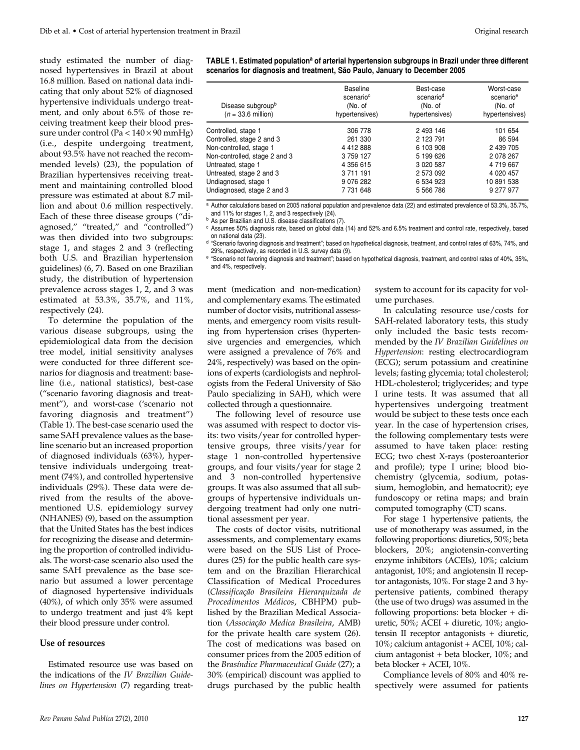study estimated the number of diagnosed hypertensives in Brazil at about 16.8 million. Based on national data indicating that only about 52% of diagnosed hypertensive individuals undergo treatment, and only about 6.5% of those receiving treatment keep their blood pressure under control (Pa < 140 × 90 mmHg) (i.e., despite undergoing treatment, about 93.5% have not reached the recommended levels) (23), the population of Brazilian hypertensives receiving treatment and maintaining controlled blood pressure was estimated at about 8.7 million and about 0.6 million respectively. Each of these three disease groups ("diagnosed," "treated," and "controlled") was then divided into two subgroups: stage 1, and stages 2 and 3 (reflecting both U.S. and Brazilian hypertension guidelines) (6, 7). Based on one Brazilian study, the distribution of hypertension prevalence across stages 1, 2, and 3 was estimated at 53.3%, 35.7%, and 11%, respectively (24).

To determine the population of the various disease subgroups, using the epidemiological data from the decision tree model, initial sensitivity analyses were conducted for three different scenarios for diagnosis and treatment: baseline (i.e., national statistics), best-case ("scenario favoring diagnosis and treatment"), and worst-case ('scenario not favoring diagnosis and treatment") (Table 1). The best-case scenario used the same SAH prevalence values as the baseline scenario but an increased proportion of diagnosed individuals (63%), hypertensive individuals undergoing treatment (74%), and controlled hypertensive individuals (29%). These data were derived from the results of the above-mentioned U.S. epidemiology survey (NHANES) (9), based on the assumption that the United States has the best indices for recognizing the disease and determining the proportion of controlled individuals. The worst-case scenario also used the same SAH prevalence as the base scenario but assumed a lower percentage of diagnosed hypertensive individuals (40%), of which only 35% were assumed to undergo treatment and just 4% kept their blood pressure under control.

**TABLE 1. Estimated population[a] of arterial hypertension subgroups in Brazil under three different scenarios for diagnosis and treatment, São Paulo, January to December 2005**

| Disease subgroup[b] (*n* = 33.6 million) | Baseline scenario[c] (No. of hypertensives) | Best-case scenario[d] (No. of hypertensives) | Worst-case scenario[e] (No. of hypertensives) |
|---|---|---|---|
| Controlled, stage 1 | 306 778 | 2 493 146 | 101 654 |
| Controlled, stage 2 and 3 | 261 330 | 2 123 791 | 86 594 |
| Non-controlled, stage 1 | 4 412 888 | 6 103 908 | 2 439 705 |
| Non-controlled, stage 2 and 3 | 3 759 127 | 5 199 626 | 2 078 267 |
| Untreated, stage 1 | 4 356 615 | 3 020 587 | 4 719 667 |
| Untreated, stage 2 and 3 | 3 711 191 | 2 573 092 | 4 020 457 |
| Undiagnosed, stage 1 | 9 076 282 | 6 534 923 | 10 891 538 |
| Undiagnosed, stage 2 and 3 | 7 731 648 | 5 566 786 | 9 277 977 |

[a] Author calculations based on 2005 national population and prevalence data (22) and estimated prevalence of 53.3%, 35.7%, and 11% for stages 1, 2, and 3 respectively (24).
[b] As per Brazilian and U.S. disease classifications (7).
[c] Assumes 50% diagnosis rate, based on global data (14) and 52% and 6.5% treatment and control rate, respectively, based on national data (23).
[d] "Scenario favoring diagnosis and treatment"; based on hypothetical diagnosis, treatment, and control rates of 63%, 74%, and 29%, respectively, as recorded in U.S. survey data (9).
[e] "Scenario not favoring diagnosis and treatment"; based on hypothetical diagnosis, treatment, and control rates of 40%, 35%, and 4%, respectively.

### Use of resources

Estimated resource use was based on the indications of the *IV Brazilian Guidelines on Hypertension* (7) regarding treatment (medication and non-medication) and complementary exams. The estimated number of doctor visits, nutritional assessments, and emergency room visits resulting from hypertension crises (hypertensive urgencies and emergencies, which were assigned a prevalence of 76% and 24%, respectively) was based on the opinions of experts (cardiologists and nephrologists from the Federal University of São Paulo specializing in SAH), which were collected through a questionnaire.

The following level of resource use was assumed with respect to doctor visits: two visits/year for controlled hypertensive groups, three visits/year for stage 1 non-controlled hypertensive groups, and four visits/year for stage 2 and 3 non-controlled hypertensive groups. It was also assumed that all subgroups of hypertensive individuals undergoing treatment had only one nutritional assessment per year.

The costs of doctor visits, nutritional assessments, and complementary exams were based on the SUS List of Procedures (25) for the public health care system and on the Brazilian Hierarchical Classification of Medical Procedures (*Classificação Brasileira Hierarquizada de Procedimentos Médicos*, CBHPM) published by the Brazilian Medical Association (*Associação Medica Brasileira*, AMB) for the private health care system (26). The cost of medications was based on consumer prices from the 2005 edition of the *Brasíndice Pharmaceutical Guide* (27); a 30% (empirical) discount was applied to drugs purchased by the public health system to account for its capacity for volume purchases.

In calculating resource use/costs for SAH-related laboratory tests, this study only included the basic tests recommended by the *IV Brazilian Guidelines on Hypertension*: resting electrocardiogram (ECG); serum potassium and creatinine levels; fasting glycemia; total cholesterol; HDL-cholesterol; triglycerides; and type I urine tests. It was assumed that all hypertensives undergoing treatment would be subject to these tests once each year. In the case of hypertension crises, the following complementary tests were assumed to have taken place: resting ECG; two chest X-rays (posteroanterior and profile); type I urine; blood biochemistry (glycemia, sodium, potassium, hemoglobin, and hematocrit); eye fundoscopy or retina maps; and brain computed tomography (CT) scans.

For stage 1 hypertensive patients, the use of monotherapy was assumed, in the following proportions: diuretics, 50%; beta blockers, 20%; angiotensin-converting enzyme inhibitors (ACEIs), 10%; calcium antagonist, 10%; and angiotensin II receptor antagonists, 10%. For stage 2 and 3 hypertensive patients, combined therapy (the use of two drugs) was assumed in the following proportions: beta blocker + diuretic, 50%; ACEI + diuretic, 10%; angiotensin II receptor antagonists + diuretic, 10%; calcium antagonist + ACEI, 10%; calcium antagonist + beta blocker, 10%; and beta blocker + ACEI, 10%.

Compliance levels of 80% and 40% respectively were assumed for patients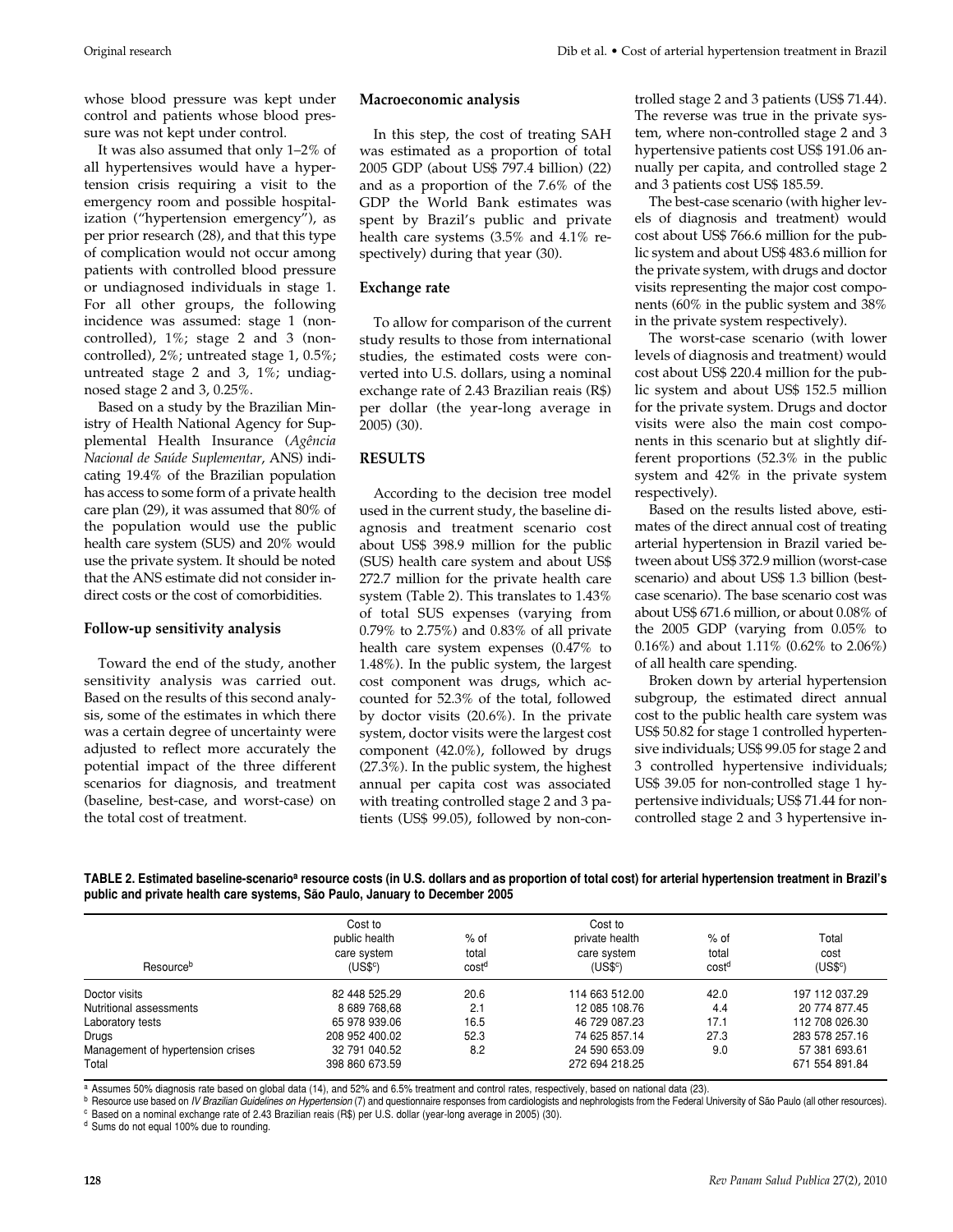whose blood pressure was kept under control and patients whose blood pressure was not kept under control.

It was also assumed that only 1–2% of all hypertensives would have a hypertension crisis requiring a visit to the emergency room and possible hospitalization ("hypertension emergency"), as per prior research (28), and that this type of complication would not occur among patients with controlled blood pressure or undiagnosed individuals in stage 1. For all other groups, the following incidence was assumed: stage 1 (non-controlled), 1%; stage 2 and 3 (non-controlled), 2%; untreated stage 1, 0.5%; untreated stage 2 and 3, 1%; undiagnosed stage 2 and 3, 0.25%.

Based on a study by the Brazilian Ministry of Health National Agency for Supplemental Health Insurance (*Agência Nacional de Saúde Suplementar*, ANS) indicating 19.4% of the Brazilian population has access to some form of a private health care plan (29), it was assumed that 80% of the population would use the public health care system (SUS) and 20% would use the private system. It should be noted that the ANS estimate did not consider indirect costs or the cost of comorbidities.

### Follow-up sensitivity analysis

Toward the end of the study, another sensitivity analysis was carried out. Based on the results of this second analysis, some of the estimates in which there was a certain degree of uncertainty were adjusted to reflect more accurately the potential impact of the three different scenarios for diagnosis, and treatment (baseline, best-case, and worst-case) on the total cost of treatment.

### Macroeconomic analysis

In this step, the cost of treating SAH was estimated as a proportion of total 2005 GDP (about US$ 797.4 billion) (22) and as a proportion of the 7.6% of the GDP the World Bank estimates was spent by Brazil's public and private health care systems (3.5% and 4.1% respectively) during that year (30).

### Exchange rate

To allow for comparison of the current study results to those from international studies, the estimated costs were converted into U.S. dollars, using a nominal exchange rate of 2.43 Brazilian reais (R$) per dollar (the year-long average in 2005) (30).

## RESULTS

According to the decision tree model used in the current study, the baseline diagnosis and treatment scenario cost about US$ 398.9 million for the public (SUS) health care system and about US$ 272.7 million for the private health care system (Table 2). This translates to 1.43% of total SUS expenses (varying from 0.79% to 2.75%) and 0.83% of all private health care system expenses (0.47% to 1.48%). In the public system, the largest cost component was drugs, which accounted for 52.3% of the total, followed by doctor visits (20.6%). In the private system, doctor visits were the largest cost component (42.0%), followed by drugs (27.3%). In the public system, the highest annual per capita cost was associated with treating controlled stage 2 and 3 patients (US$ 99.05), followed by non-controlled stage 2 and 3 patients (US$ 71.44). The reverse was true in the private system, where non-controlled stage 2 and 3 hypertensive patients cost US$ 191.06 annually per capita, and controlled stage 2 and 3 patients cost US$ 185.59.

The best-case scenario (with higher levels of diagnosis and treatment) would cost about US$ 766.6 million for the public system and about US$ 483.6 million for the private system, with drugs and doctor visits representing the major cost components (60% in the public system and 38% in the private system respectively).

The worst-case scenario (with lower levels of diagnosis and treatment) would cost about US$ 220.4 million for the public system and about US$ 152.5 million for the private system. Drugs and doctor visits were also the main cost components in this scenario but at slightly different proportions (52.3% in the public system and 42% in the private system respectively).

Based on the results listed above, estimates of the direct annual cost of treating arterial hypertension in Brazil varied between about US$ 372.9 million (worst-case scenario) and about US$ 1.3 billion (best-case scenario). The base scenario cost was about US$ 671.6 million, or about 0.08% of the 2005 GDP (varying from 0.05% to 0.16%) and about 1.11% (0.62% to 2.06%) of all health care spending.

Broken down by arterial hypertension subgroup, the estimated direct annual cost to the public health care system was US$ 50.82 for stage 1 controlled hypertensive individuals; US$ 99.05 for stage 2 and 3 controlled hypertensive individuals; US$ 39.05 for non-controlled stage 1 hypertensive individuals; US$ 71.44 for non-controlled stage 2 and 3 hypertensive in-

**TABLE 2. Estimated baseline-scenario[a] resource costs (in U.S. dollars and as proportion of total cost) for arterial hypertension treatment in Brazil's public and private health care systems, São Paulo, January to December 2005**

| Resource[b] | Cost to public health care system (US$[c]) | % of total cost[d] | Cost to private health care system (US$[c]) | % of total cost[d] | Total cost (US$[c]) |
|---|---|---|---|---|---|
| Doctor visits | 82 448 525.29 | 20.6 | 114 663 512.00 | 42.0 | 197 112 037.29 |
| Nutritional assessments | 8 689 768,68 | 2.1 | 12 085 108.76 | 4.4 | 20 774 877.45 |
| Laboratory tests | 65 978 939.06 | 16.5 | 46 729 087.23 | 17.1 | 112 708 026.30 |
| Drugs | 208 952 400.02 | 52.3 | 74 625 857.14 | 27.3 | 283 578 257.16 |
| Management of hypertension crises | 32 791 040.52 | 8.2 | 24 590 653.09 | 9.0 | 57 381 693.61 |
| Total | 398 860 673.59 | | 272 694 218.25 | | 671 554 891.84 |

[a] Assumes 50% diagnosis rate based on global data (14), and 52% and 6.5% treatment and control rates, respectively, based on national data (23).
[b] Resource use based on *IV Brazilian Guidelines on Hypertension* (7) and questionnaire responses from cardiologists and nephrologists from the Federal University of São Paulo (all other resources).
[c] Based on a nominal exchange rate of 2.43 Brazilian reais (R$) per U.S. dollar (year-long average in 2005) (30).
[d] Sums do not equal 100% due to rounding.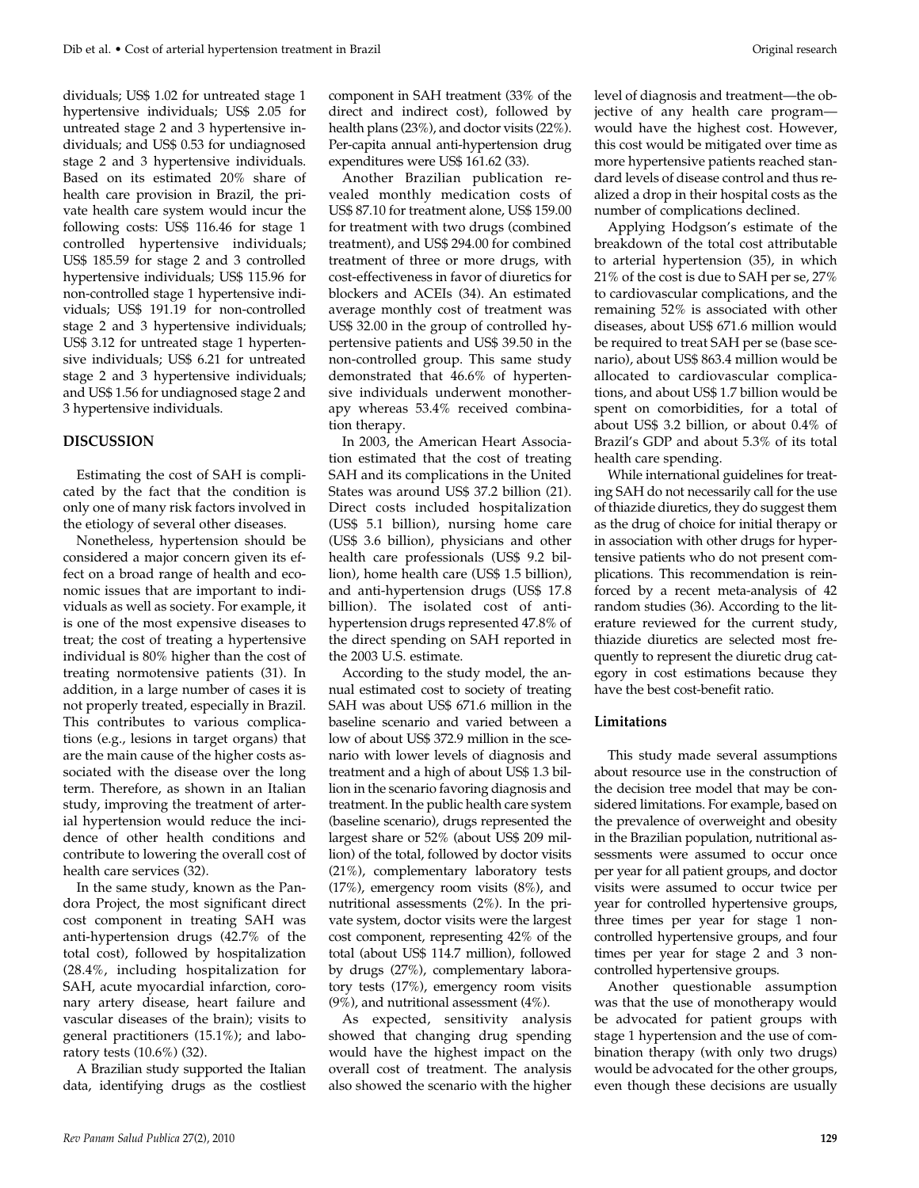dividuals; US$ 1.02 for untreated stage 1 hypertensive individuals; US$ 2.05 for untreated stage 2 and 3 hypertensive individuals; and US$ 0.53 for undiagnosed stage 2 and 3 hypertensive individuals. Based on its estimated 20% share of health care provision in Brazil, the private health care system would incur the following costs: US$ 116.46 for stage 1 controlled hypertensive individuals; US$ 185.59 for stage 2 and 3 controlled hypertensive individuals; US$ 115.96 for non-controlled stage 1 hypertensive individuals; US$ 191.19 for non-controlled stage 2 and 3 hypertensive individuals; US$ 3.12 for untreated stage 1 hypertensive individuals; US$ 6.21 for untreated stage 2 and 3 hypertensive individuals; and US$ 1.56 for undiagnosed stage 2 and 3 hypertensive individuals.

## DISCUSSION

Estimating the cost of SAH is complicated by the fact that the condition is only one of many risk factors involved in the etiology of several other diseases.

Nonetheless, hypertension should be considered a major concern given its effect on a broad range of health and economic issues that are important to individuals as well as society. For example, it is one of the most expensive diseases to treat; the cost of treating a hypertensive individual is 80% higher than the cost of treating normotensive patients (31). In addition, in a large number of cases it is not properly treated, especially in Brazil. This contributes to various complications (e.g., lesions in target organs) that are the main cause of the higher costs associated with the disease over the long term. Therefore, as shown in an Italian study, improving the treatment of arterial hypertension would reduce the incidence of other health conditions and contribute to lowering the overall cost of health care services (32).

In the same study, known as the Pandora Project, the most significant direct cost component in treating SAH was anti-hypertension drugs (42.7% of the total cost), followed by hospitalization (28.4%, including hospitalization for SAH, acute myocardial infarction, coronary artery disease, heart failure and vascular diseases of the brain); visits to general practitioners (15.1%); and laboratory tests (10.6%) (32).

A Brazilian study supported the Italian data, identifying drugs as the costliest component in SAH treatment (33% of the direct and indirect cost), followed by health plans (23%), and doctor visits (22%). Per-capita annual anti-hypertension drug expenditures were US$ 161.62 (33).

Another Brazilian publication revealed monthly medication costs of US$ 87.10 for treatment alone, US$ 159.00 for treatment with two drugs (combined treatment), and US$ 294.00 for combined treatment of three or more drugs, with cost-effectiveness in favor of diuretics for blockers and ACEIs (34). An estimated average monthly cost of treatment was US$ 32.00 in the group of controlled hypertensive patients and US$ 39.50 in the non-controlled group. This same study demonstrated that 46.6% of hypertensive individuals underwent monotherapy whereas 53.4% received combination therapy.

In 2003, the American Heart Association estimated that the cost of treating SAH and its complications in the United States was around US$ 37.2 billion (21). Direct costs included hospitalization (US$ 5.1 billion), nursing home care (US$ 3.6 billion), physicians and other health care professionals (US$ 9.2 billion), home health care (US$ 1.5 billion), and anti-hypertension drugs (US$ 17.8 billion). The isolated cost of anti-hypertension drugs represented 47.8% of the direct spending on SAH reported in the 2003 U.S. estimate.

According to the study model, the annual estimated cost to society of treating SAH was about US$ 671.6 million in the baseline scenario and varied between a low of about US$ 372.9 million in the scenario with lower levels of diagnosis and treatment and a high of about US$ 1.3 billion in the scenario favoring diagnosis and treatment. In the public health care system (baseline scenario), drugs represented the largest share or 52% (about US$ 209 million) of the total, followed by doctor visits (21%), complementary laboratory tests (17%), emergency room visits (8%), and nutritional assessments (2%). In the private system, doctor visits were the largest cost component, representing 42% of the total (about US$ 114.7 million), followed by drugs (27%), complementary laboratory tests (17%), emergency room visits (9%), and nutritional assessment (4%).

As expected, sensitivity analysis showed that changing drug spending would have the highest impact on the overall cost of treatment. The analysis also showed the scenario with the higher level of diagnosis and treatment—the objective of any health care program—would have the highest cost. However, this cost would be mitigated over time as more hypertensive patients reached standard levels of disease control and thus realized a drop in their hospital costs as the number of complications declined.

Applying Hodgson's estimate of the breakdown of the total cost attributable to arterial hypertension (35), in which 21% of the cost is due to SAH per se, 27% to cardiovascular complications, and the remaining 52% is associated with other diseases, about US$ 671.6 million would be required to treat SAH per se (base scenario), about US$ 863.4 million would be allocated to cardiovascular complications, and about US$ 1.7 billion would be spent on comorbidities, for a total of about US$ 3.2 billion, or about 0.4% of Brazil's GDP and about 5.3% of its total health care spending.

While international guidelines for treating SAH do not necessarily call for the use of thiazide diuretics, they do suggest them as the drug of choice for initial therapy or in association with other drugs for hypertensive patients who do not present complications. This recommendation is reinforced by a recent meta-analysis of 42 random studies (36). According to the literature reviewed for the current study, thiazide diuretics are selected most frequently to represent the diuretic drug category in cost estimations because they have the best cost-benefit ratio.

### Limitations

This study made several assumptions about resource use in the construction of the decision tree model that may be considered limitations. For example, based on the prevalence of overweight and obesity in the Brazilian population, nutritional assessments were assumed to occur once per year for all patient groups, and doctor visits were assumed to occur twice per year for controlled hypertensive groups, three times per year for stage 1 non-controlled hypertensive groups, and four times per year for stage 2 and 3 non-controlled hypertensive groups.

Another questionable assumption was that the use of monotherapy would be advocated for patient groups with stage 1 hypertension and the use of combination therapy (with only two drugs) would be advocated for the other groups, even though these decisions are usually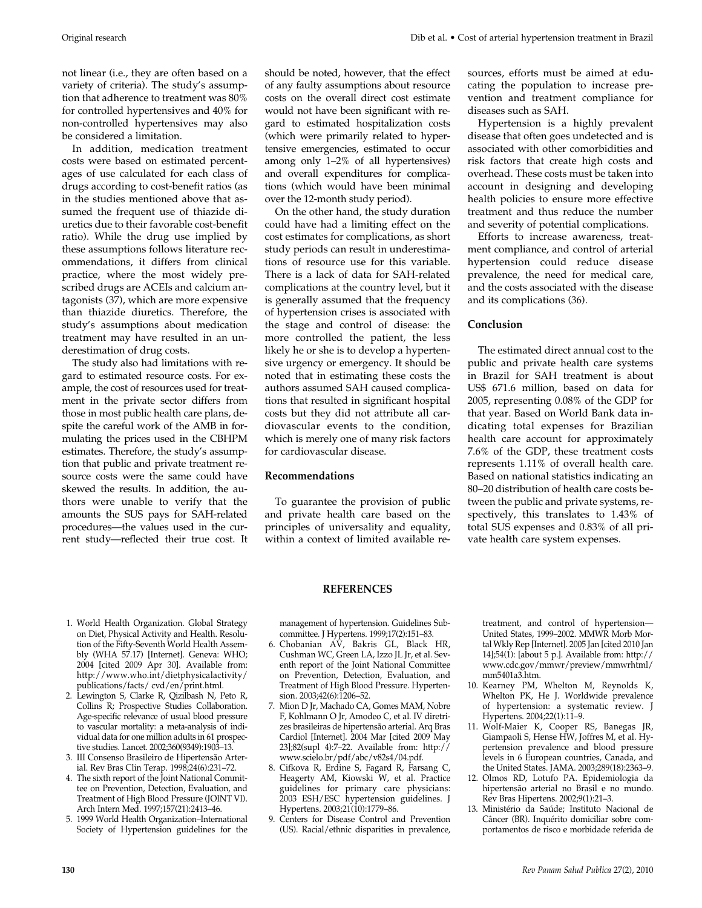not linear (i.e., they are often based on a variety of criteria). The study's assumption that adherence to treatment was 80% for controlled hypertensives and 40% for non-controlled hypertensives may also be considered a limitation.

In addition, medication treatment costs were based on estimated percentages of use calculated for each class of drugs according to cost-benefit ratios (as in the studies mentioned above that assumed the frequent use of thiazide diuretics due to their favorable cost-benefit ratio). While the drug use implied by these assumptions follows literature recommendations, it differs from clinical practice, where the most widely prescribed drugs are ACEIs and calcium antagonists (37), which are more expensive than thiazide diuretics. Therefore, the study's assumptions about medication treatment may have resulted in an underestimation of drug costs.

The study also had limitations with regard to estimated resource costs. For example, the cost of resources used for treatment in the private sector differs from those in most public health care plans, despite the careful work of the AMB in formulating the prices used in the CBHPM estimates. Therefore, the study's assumption that public and private treatment resource costs were the same could have skewed the results. In addition, the authors were unable to verify that the amounts the SUS pays for SAH-related procedures—the values used in the current study—reflected their true cost. It should be noted, however, that the effect of any faulty assumptions about resource costs on the overall direct cost estimate would not have been significant with regard to estimated hospitalization costs (which were primarily related to hypertensive emergencies, estimated to occur among only 1–2% of all hypertensives) and overall expenditures for complications (which would have been minimal over the 12-month study period).

On the other hand, the study duration could have had a limiting effect on the cost estimates for complications, as short study periods can result in underestimations of resource use for this variable. There is a lack of data for SAH-related complications at the country level, but it is generally assumed that the frequency of hypertension crises is associated with the stage and control of disease: the more controlled the patient, the less likely he or she is to develop a hypertensive urgency or emergency. It should be noted that in estimating these costs the authors assumed SAH caused complications that resulted in significant hospital costs but they did not attribute all cardiovascular events to the condition, which is merely one of many risk factors for cardiovascular disease.

## Recommendations

To guarantee the provision of public and private health care based on the principles of universality and equality, within a context of limited available resources, efforts must be aimed at educating the population to increase prevention and treatment compliance for diseases such as SAH.

Hypertension is a highly prevalent disease that often goes undetected and is associated with other comorbidities and risk factors that create high costs and overhead. These costs must be taken into account in designing and developing health policies to ensure more effective treatment and thus reduce the number and severity of potential complications.

Efforts to increase awareness, treatment compliance, and control of arterial hypertension could reduce disease prevalence, the need for medical care, and the costs associated with the disease and its complications (36).

## Conclusion

The estimated direct annual cost to the public and private health care systems in Brazil for SAH treatment is about US$ 671.6 million, based on data for 2005, representing 0.08% of the GDP for that year. Based on World Bank data indicating total expenses for Brazilian health care account for approximately 7.6% of the GDP, these treatment costs represents 1.11% of overall health care. Based on national statistics indicating an 80–20 distribution of health care costs between the public and private systems, respectively, this translates to 1.43% of total SUS expenses and 0.83% of all private health care system expenses.

## REFERENCES

1. World Health Organization. Global Strategy on Diet, Physical Activity and Health. Resolution of the Fifty-Seventh World Health Assembly (WHA 57.17) [Internet]. Geneva: WHO; 2004 [cited 2009 Apr 30]. Available from: http://www.who.int/dietphysicalactivity/publications/facts/ cvd/en/print.html.
2. Lewington S, Clarke R, Qizilbash N, Peto R, Collins R; Prospective Studies Collaboration. Age-specific relevance of usual blood pressure to vascular mortality: a meta-analysis of individual data for one million adults in 61 prospective studies. Lancet. 2002;360(9349):1903–13.
3. III Consenso Brasileiro de Hipertensão Arterial. Rev Bras Clin Terap. 1998;24(6):231–72.
4. The sixth report of the Joint National Committee on Prevention, Detection, Evaluation, and Treatment of High Blood Pressure (JOINT VI). Arch Intern Med. 1997;157(21):2413–46.
5. 1999 World Health Organization–International Society of Hypertension guidelines for the management of hypertension. Guidelines Subcommittee. J Hypertens. 1999;17(2):151–83.
6. Chobanian AV, Bakris GL, Black HR, Cushman WC, Green LA, Izzo JL Jr, et al. Seventh report of the Joint National Committee on Prevention, Detection, Evaluation, and Treatment of High Blood Pressure. Hypertension. 2003;42(6):1206–52.
7. Mion D Jr, Machado CA, Gomes MAM, Nobre F, Kohlmann O Jr, Amodeo C, et al. IV diretrizes brasileiras de hipertensão arterial. Arq Bras Cardiol [Internet]. 2004 Mar [cited 2009 May 23];82(supl 4):7–22. Available from: http://www.scielo.br/pdf/abc/v82s4/04.pdf.
8. Cifkova R, Erdine S, Fagard R, Farsang C, Heagerty AM, Kiowski W, et al. Practice guidelines for primary care physicians: 2003 ESH/ESC hypertension guidelines. J Hypertens. 2003;21(10):1779–86.
9. Centers for Disease Control and Prevention (US). Racial/ethnic disparities in prevalence, treatment, and control of hypertension—United States, 1999–2002. MMWR Morb Mortal Wkly Rep [Internet]. 2005 Jan [cited 2010 Jan 14];54(1): [about 5 p.]. Available from: http://www.cdc.gov/mmwr/preview/mmwrhtml/mm5401a3.htm.
10. Kearney PM, Whelton M, Reynolds K, Whelton PK, He J. Worldwide prevalence of hypertension: a systematic review. J Hypertens. 2004;22(1):11–9.
11. Wolf-Maier K, Cooper RS, Banegas JR, Giampaoli S, Hense HW, Joffres M, et al. Hypertension prevalence and blood pressure levels in 6 European countries, Canada, and the United States. JAMA. 2003;289(18):2363–9.
12. Olmos RD, Lotufo PA. Epidemiologia da hipertensão arterial no Brasil e no mundo. Rev Bras Hipertens. 2002;9(1):21–3.
13. Ministério da Saúde; Instituto Nacional de Câncer (BR). Inquérito domiciliar sobre comportamentos de risco e morbidade referida de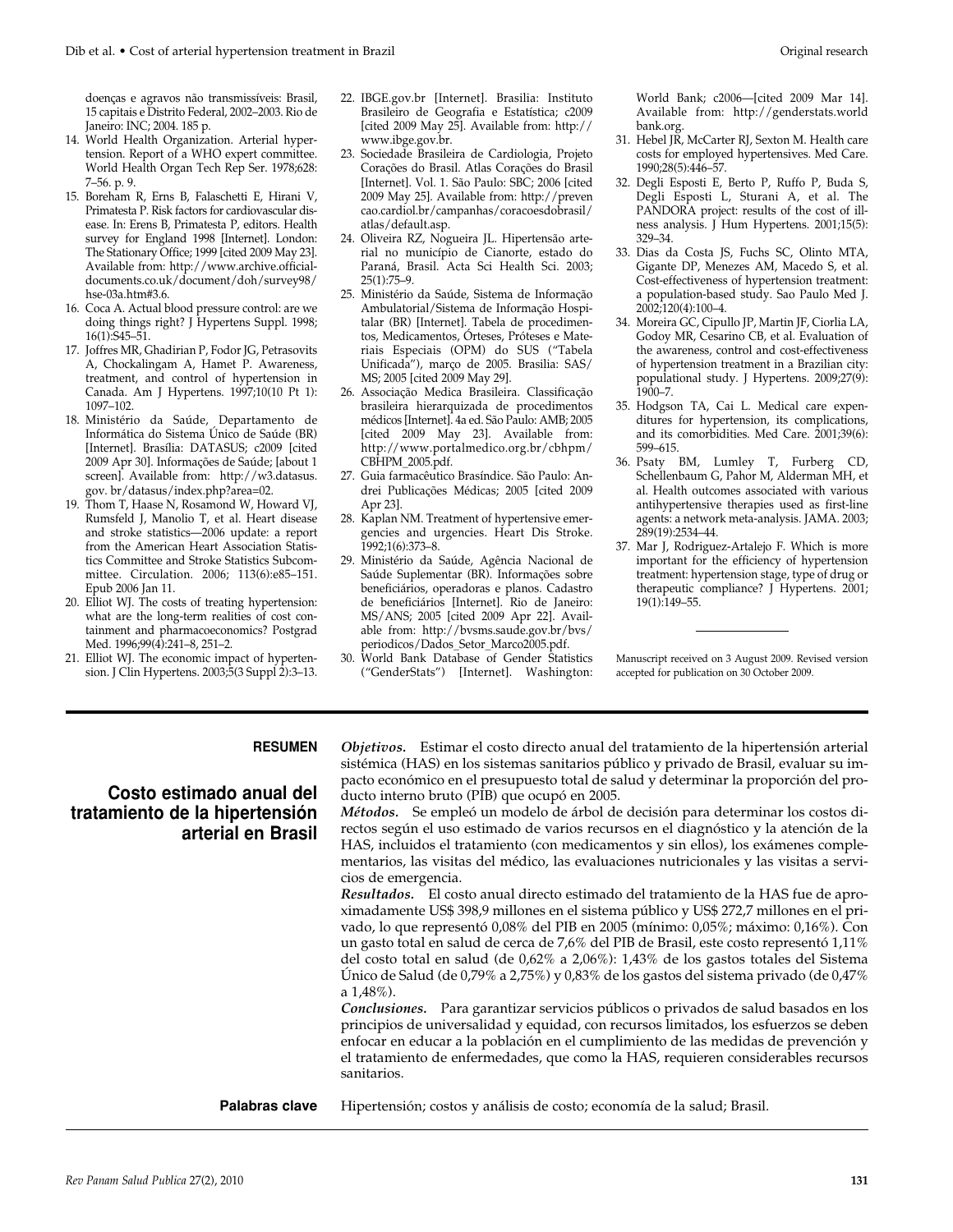doenças e agravos não transmissíveis: Brasil, 15 capitais e Distrito Federal, 2002–2003. Rio de Janeiro: INC; 2004. 185 p.

14. World Health Organization. Arterial hypertension. Report of a WHO expert committee. World Health Organ Tech Rep Ser. 1978;628: 7–56. p. 9.
15. Boreham R, Erns B, Falaschetti E, Hirani V, Primatesta P. Risk factors for cardiovascular disease. In: Erens B, Primatesta P, editors. Health survey for England 1998 [Internet]. London: The Stationary Office; 1999 [cited 2009 May 23]. Available from: http://www.archive.official-documents.co.uk/document/doh/survey98/hse-03a.htm#3.6.
16. Coca A. Actual blood pressure control: are we doing things right? J Hypertens Suppl. 1998; 16(1):S45–51.
17. Joffres MR, Ghadirian P, Fodor JG, Petrasovits A, Chockalingam A, Hamet P. Awareness, treatment, and control of hypertension in Canada. Am J Hypertens. 1997;10(10 Pt 1): 1097–102.
18. Ministério da Saúde, Departamento de Informática do Sistema Único de Saúde (BR) [Internet]. Brasília: DATASUS; c2009 [cited 2009 Apr 30]. Informações de Saúde; [about 1 screen]. Available from: http://w3.datasus.gov.br/datasus/index.php?area=02.
19. Thom T, Haase N, Rosamond W, Howard VJ, Rumsfeld J, Manolio T, et al. Heart disease and stroke statistics—2006 update: a report from the American Heart Association Statistics Committee and Stroke Statistics Subcommittee. Circulation. 2006; 113(6):e85–151. Epub 2006 Jan 11.
20. Elliot WJ. The costs of treating hypertension: what are the long-term realities of cost containment and pharmacoeconomics? Postgrad Med. 1996;99(4):241–8, 251–2.
21. Elliot WJ. The economic impact of hypertension. J Clin Hypertens. 2003;5(3 Suppl 2):3–13.
22. IBGE.gov.br [Internet]. Brasilia: Instituto Brasileiro de Geografia e Estatística; c2009 [cited 2009 May 25]. Available from: http://www.ibge.gov.br.
23. Sociedade Brasileira de Cardiologia, Projeto Corações do Brasil. Atlas Corações do Brasil [Internet]. Vol. 1. São Paulo: SBC; 2006 [cited 2009 May 25]. Available from: http://prevencao.cardiol.br/campanhas/coracoesdobrasil/atlas/default.asp.
24. Oliveira RZ, Nogueira JL. Hipertensão arterial no município de Cianorte, estado do Paraná, Brasil. Acta Sci Health Sci. 2003; 25(1):75–9.
25. Ministério da Saúde, Sistema de Informação Ambulatorial/Sistema de Informação Hospitalar (BR) [Internet]. Tabela de procedimentos, Medicamentos, Órteses, Próteses e Materiais Especiais (OPM) do SUS ("Tabela Unificada"), março de 2005. Brasilia: SAS/MS; 2005 [cited 2009 May 29].
26. Associação Medica Brasileira. Classificação brasileira hierarquizada de procedimentos médicos [Internet]. 4a ed. São Paulo: AMB; 2005 [cited 2009 May 23]. Available from: http://www.portalmedico.org.br/cbhpm/CBHPM_2005.pdf.
27. Guia farmacêutico Brasíndice. São Paulo: Andrei Publicações Médicas; 2005 [cited 2009 Apr 23].
28. Kaplan NM. Treatment of hypertensive emergencies and urgencies. Heart Dis Stroke. 1992;1(6):373–8.
29. Ministério da Saúde, Agência Nacional de Saúde Suplementar (BR). Informações sobre beneficiários, operadoras e planos. Cadastro de beneficiários [Internet]. Rio de Janeiro: MS/ANS; 2005 [cited 2009 Apr 22]. Available from: http://bvsms.saude.gov.br/bvs/periodicos/Dados_Setor_Marco2005.pdf.
30. World Bank Database of Gender Statistics ("GenderStats") [Internet]. Washington: World Bank; c2006—[cited 2009 Mar 14]. Available from: http://genderstats.worldbank.org.
31. Hebel JR, McCarter RJ, Sexton M. Health care costs for employed hypertensives. Med Care. 1990;28(5):446–57.
32. Degli Esposti E, Berto P, Ruffo P, Buda S, Degli Esposti L, Sturani A, et al. The PANDORA project: results of the cost of illness analysis. J Hum Hypertens. 2001;15(5): 329–34.
33. Dias da Costa JS, Fuchs SC, Olinto MTA, Gigante DP, Menezes AM, Macedo S, et al. Cost-effectiveness of hypertension treatment: a population-based study. Sao Paulo Med J. 2002;120(4):100–4.
34. Moreira GC, Cipullo JP, Martin JF, Ciorlia LA, Godoy MR, Cesarino CB, et al. Evaluation of the awareness, control and cost-effectiveness of hypertension treatment in a Brazilian city: populational study. J Hypertens. 2009;27(9): 1900–7.
35. Hodgson TA, Cai L. Medical care expenditures for hypertension, its complications, and its comorbidities. Med Care. 2001;39(6): 599–615.
36. Psaty BM, Lumley T, Furberg CD, Schellenbaum G, Pahor M, Alderman MH, et al. Health outcomes associated with various antihypertensive therapies used as first-line agents: a network meta-analysis. JAMA. 2003; 289(19):2534–44.
37. Mar J, Rodriguez-Artalejo F. Which is more important for the efficiency of hypertension treatment: hypertension stage, type of drug or therapeutic compliance? J Hypertens. 2001; 19(1):149–55.

Manuscript received on 3 August 2009. Revised version accepted for publication on 30 October 2009.

---

**RESUMEN**

## Costo estimado anual del tratamiento de la hipertensión arterial en Brasil

***Objetivos.*** Estimar el costo directo anual del tratamiento de la hipertensión arterial sistémica (HAS) en los sistemas sanitarios público y privado de Brasil, evaluar su impacto económico en el presupuesto total de salud y determinar la proporción del producto interno bruto (PIB) que ocupó en 2005.

***Métodos.*** Se empleó un modelo de árbol de decisión para determinar los costos directos según el uso estimado de varios recursos en el diagnóstico y la atención de la HAS, incluidos el tratamiento (con medicamentos y sin ellos), los exámenes complementarios, las visitas del médico, las evaluaciones nutricionales y las visitas a servicios de emergencia.

***Resultados.*** El costo anual directo estimado del tratamiento de la HAS fue de aproximadamente US$ 398,9 millones en el sistema público y US$ 272,7 millones en el privado, lo que representó 0,08% del PIB en 2005 (mínimo: 0,05%; máximo: 0,16%). Con un gasto total en salud de cerca de 7,6% del PIB de Brasil, este costo representó 1,11% del costo total en salud (de 0,62% a 2,06%): 1,43% de los gastos totales del Sistema Único de Salud (de 0,79% a 2,75%) y 0,83% de los gastos del sistema privado (de 0,47% a 1,48%).

***Conclusiones.*** Para garantizar servicios públicos o privados de salud basados en los principios de universalidad y equidad, con recursos limitados, los esfuerzos se deben enfocar en educar a la población en el cumplimiento de las medidas de prevención y el tratamiento de enfermedades, que como la HAS, requieren considerables recursos sanitarios.

**Palabras clave** Hipertensión; costos y análisis de costo; economía de la salud; Brasil.